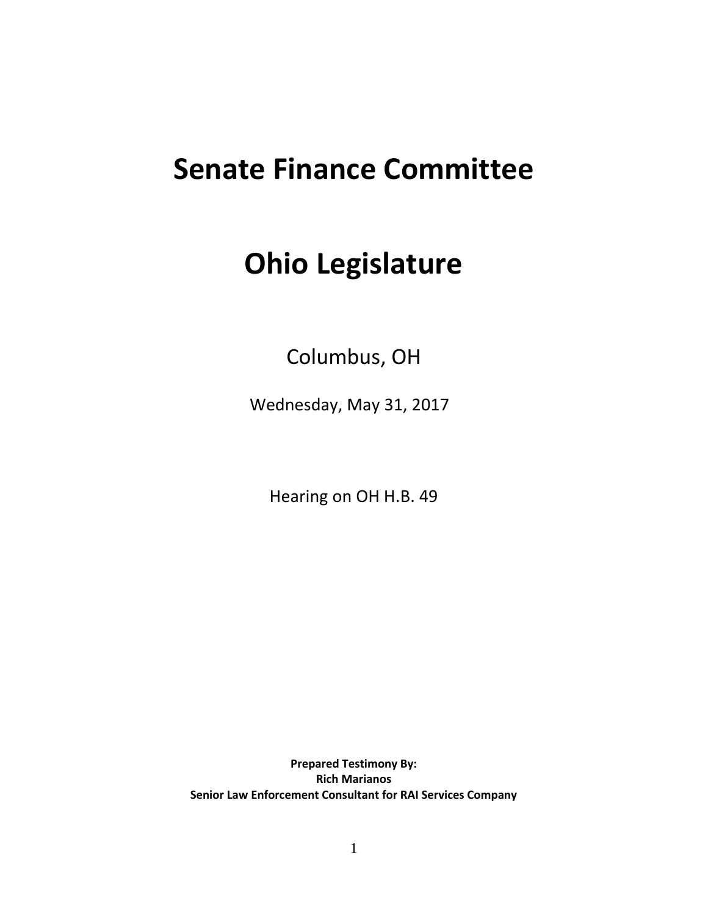# Senate Finance Committee

# Ohio Legislature

Columbus, OH

Wednesday, May 31, 2017

Hearing on OH H.B. 49

**Prepared Testimony By:**
**Rich Marianos**
**Senior Law Enforcement Consultant for RAI Services Company**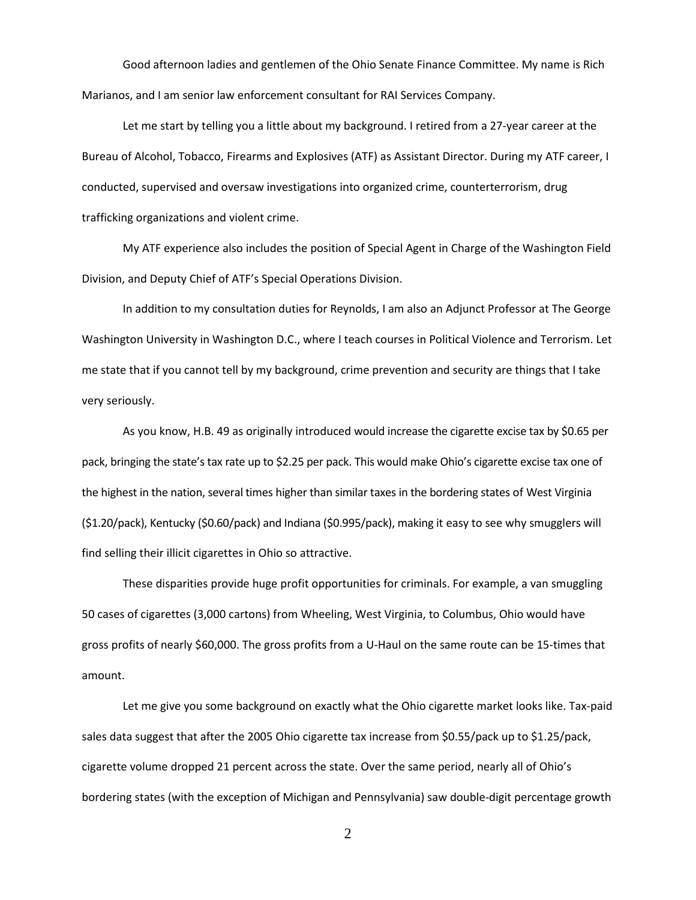Good afternoon ladies and gentlemen of the Ohio Senate Finance Committee. My name is Rich Marianos, and I am senior law enforcement consultant for RAI Services Company.

Let me start by telling you a little about my background. I retired from a 27-year career at the Bureau of Alcohol, Tobacco, Firearms and Explosives (ATF) as Assistant Director. During my ATF career, I conducted, supervised and oversaw investigations into organized crime, counterterrorism, drug trafficking organizations and violent crime.

My ATF experience also includes the position of Special Agent in Charge of the Washington Field Division, and Deputy Chief of ATF's Special Operations Division.

In addition to my consultation duties for Reynolds, I am also an Adjunct Professor at The George Washington University in Washington D.C., where I teach courses in Political Violence and Terrorism. Let me state that if you cannot tell by my background, crime prevention and security are things that I take very seriously.

As you know, H.B. 49 as originally introduced would increase the cigarette excise tax by $0.65 per pack, bringing the state's tax rate up to $2.25 per pack. This would make Ohio's cigarette excise tax one of the highest in the nation, several times higher than similar taxes in the bordering states of West Virginia ($1.20/pack), Kentucky ($0.60/pack) and Indiana ($0.995/pack), making it easy to see why smugglers will find selling their illicit cigarettes in Ohio so attractive.

These disparities provide huge profit opportunities for criminals. For example, a van smuggling 50 cases of cigarettes (3,000 cartons) from Wheeling, West Virginia, to Columbus, Ohio would have gross profits of nearly $60,000. The gross profits from a U-Haul on the same route can be 15-times that amount.

Let me give you some background on exactly what the Ohio cigarette market looks like. Tax-paid sales data suggest that after the 2005 Ohio cigarette tax increase from $0.55/pack up to $1.25/pack, cigarette volume dropped 21 percent across the state. Over the same period, nearly all of Ohio's bordering states (with the exception of Michigan and Pennsylvania) saw double-digit percentage growth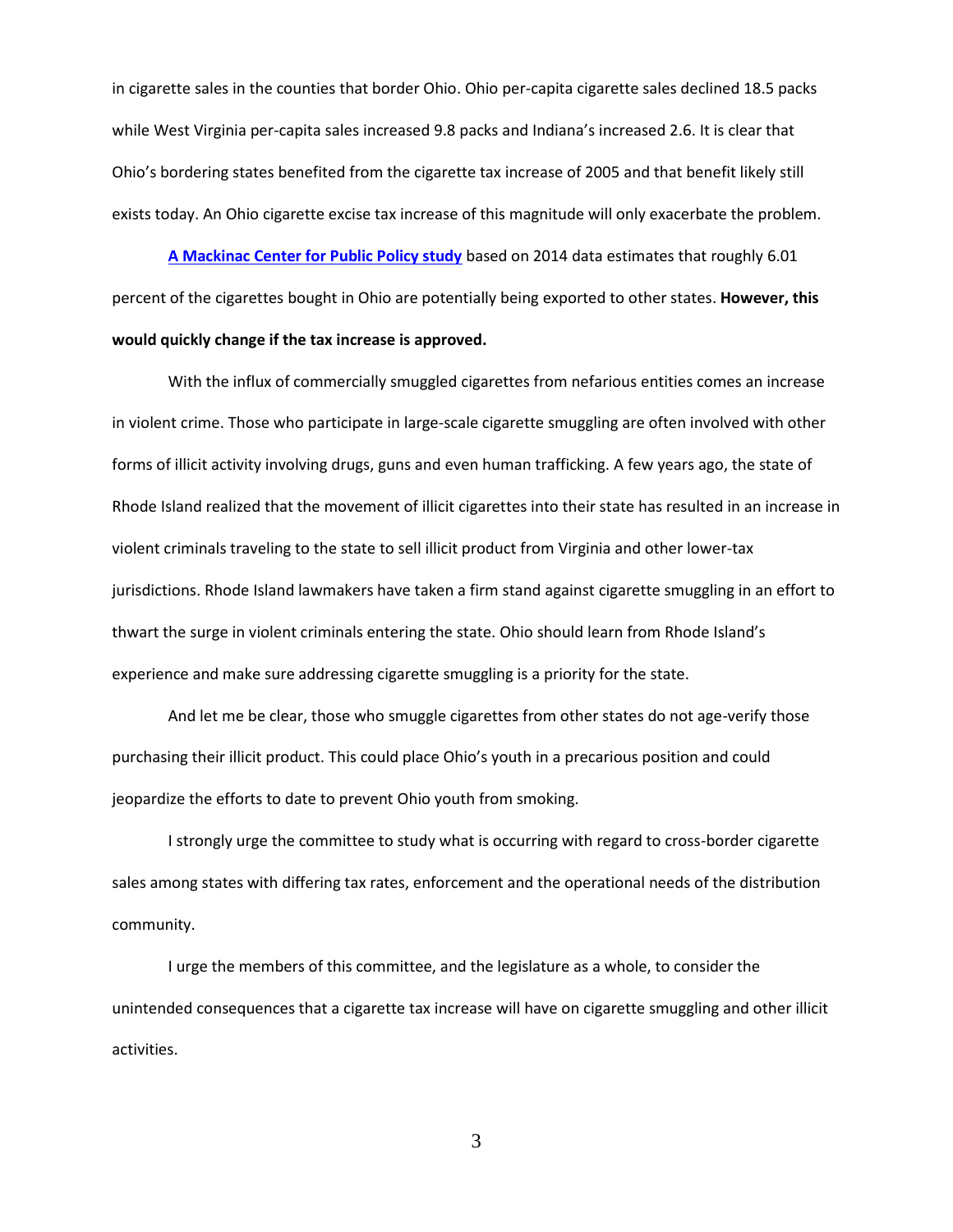in cigarette sales in the counties that border Ohio. Ohio per-capita cigarette sales declined 18.5 packs while West Virginia per-capita sales increased 9.8 packs and Indiana's increased 2.6. It is clear that Ohio's bordering states benefited from the cigarette tax increase of 2005 and that benefit likely still exists today. An Ohio cigarette excise tax increase of this magnitude will only exacerbate the problem.

**A Mackinac Center for Public Policy study** based on 2014 data estimates that roughly 6.01 percent of the cigarettes bought in Ohio are potentially being exported to other states. **However, this would quickly change if the tax increase is approved.**

With the influx of commercially smuggled cigarettes from nefarious entities comes an increase in violent crime. Those who participate in large-scale cigarette smuggling are often involved with other forms of illicit activity involving drugs, guns and even human trafficking. A few years ago, the state of Rhode Island realized that the movement of illicit cigarettes into their state has resulted in an increase in violent criminals traveling to the state to sell illicit product from Virginia and other lower-tax jurisdictions. Rhode Island lawmakers have taken a firm stand against cigarette smuggling in an effort to thwart the surge in violent criminals entering the state. Ohio should learn from Rhode Island's experience and make sure addressing cigarette smuggling is a priority for the state.

And let me be clear, those who smuggle cigarettes from other states do not age-verify those purchasing their illicit product. This could place Ohio's youth in a precarious position and could jeopardize the efforts to date to prevent Ohio youth from smoking.

I strongly urge the committee to study what is occurring with regard to cross-border cigarette sales among states with differing tax rates, enforcement and the operational needs of the distribution community.

I urge the members of this committee, and the legislature as a whole, to consider the unintended consequences that a cigarette tax increase will have on cigarette smuggling and other illicit activities.